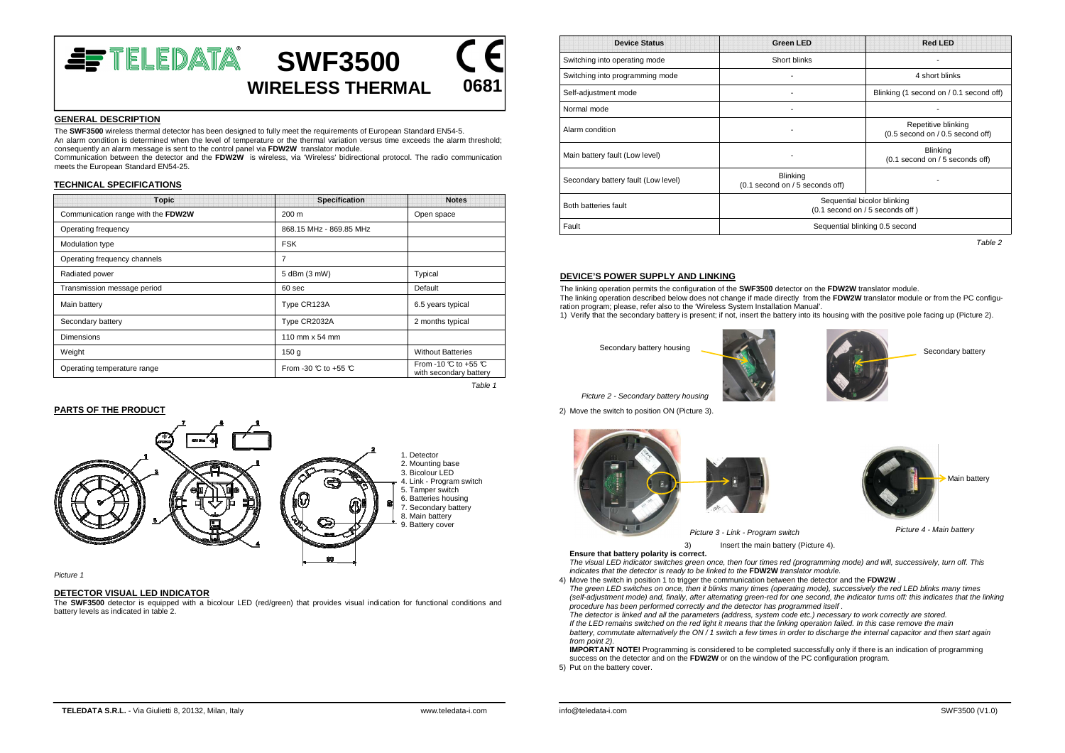# TELEDATA® SWF3500 WIRELESS THERMAL

CE 0681

## GENERAL DESCRIPTION

The **SWF3500** wireless thermal detector has been designed to fully meet the requirements of European Standard EN54-5.
An alarm condition is determined when the level of temperature or the thermal variation versus time exceeds the alarm threshold; consequently an alarm message is sent to the control panel via **FDW2W** translator module.
Communication between the detector and the **FDW2W** is wireless, via 'Wireless' bidirectional protocol. The radio communication meets the European Standard EN54-25.

## TECHNICAL SPECIFICATIONS

| Topic | Specification | Notes |
|---|---|---|
| Communication range with the **FDW2W** | 200 m | Open space |
| Operating frequency | 868.15 MHz - 869.85 MHz | |
| Modulation type | FSK | |
| Operating frequency channels | 7 | |
| Radiated power | 5 dBm (3 mW) | Typical |
| Transmission message period | 60 sec | Default |
| Main battery | Type CR123A | 6.5 years typical |
| Secondary battery | Type CR2032A | 2 months typical |
| Dimensions | 110 mm x 54 mm | |
| Weight | 150 g | Without Batteries |
| Operating temperature range | From -30 °C to +55 °C | From -10 °C to +55 °C with secondary battery |

*Table 1*

## PARTS OF THE PRODUCT

1. Detector
2. Mounting base
3. Bicolour LED
4. Link - Program switch
5. Tamper switch
6. Batteries housing
7. Secondary battery
8. Main battery
9. Battery cover

*Picture 1*

## DETECTOR VISUAL LED INDICATOR

The **SWF3500** detector is equipped with a bicolour LED (red/green) that provides visual indication for functional conditions and battery levels as indicated in table 2.

| Device Status | Green LED | Red LED |
|---|---|---|
| Switching into operating mode | Short blinks | - |
| Switching into programming mode | - | 4 short blinks |
| Self-adjustment mode | - | Blinking (1 second on / 0.1 second off) |
| Normal mode | - | - |
| Alarm condition | - | Repetitive blinking (0.5 second on / 0.5 second off) |
| Main battery fault (Low level) | - | Blinking (0.1 second on / 5 seconds off) |
| Secondary battery fault (Low level) | Blinking (0.1 second on / 5 seconds off) | - |
| Both batteries fault | Sequential bicolor blinking (0.1 second on / 5 seconds off ) | |
| Fault | Sequential blinking 0.5 second | |

*Table 2*

## DEVICE'S POWER SUPPLY AND LINKING

The linking operation permits the configuration of the **SWF3500** detector on the **FDW2W** translator module.
The linking operation described below does not change if made directly from the **FDW2W** translator module or from the PC configuration program; please, refer also to the 'Wireless System Installation Manual'.

1) Verify that the secondary battery is present; if not, insert the battery into its housing with the positive pole facing up (Picture 2).

Secondary battery housing — Secondary battery

*Picture 2 - Secondary battery housing*

2) Move the switch to position ON (Picture 3).

*Picture 3 - Link - Program switch*

Main battery

*Picture 4 - Main battery*

3) Insert the main battery (Picture 4).

**Ensure that battery polarity is correct.**

*The visual LED indicator switches green once, then four times red (programming mode) and will, successively, turn off. This indicates that the detector is ready to be linked to the* **FDW2W** *translator module.*

4) Move the switch in position 1 to trigger the communication between the detector and the **FDW2W** .

*The green LED switches on once, then it blinks many times (operating mode), successively the red LED blinks many times (self-adjustment mode) and, finally, after alternating green-red for one second, the indicator turns off: this indicates that the linking procedure has been performed correctly and the detector has programmed itself .*

*The detector is linked and all the parameters (address, system code etc.) necessary to work correctly are stored.*

*If the LED remains switched on the red light it means that the linking operation failed. In this case remove the main battery, commutate alternatively the ON / 1 switch a few times in order to discharge the internal capacitor and then start again from point 2).*

**IMPORTANT NOTE!** Programming is considered to be completed successfully only if there is an indication of programming success on the detector and on the **FDW2W** or on the window of the PC configuration program.

5) Put on the battery cover.

TELEDATA S.R.L. - Via Giulietti 8, 20132, Milan, Italy — www.teledata-i.com — info@teledata-i.com — SWF3500 (V1.0)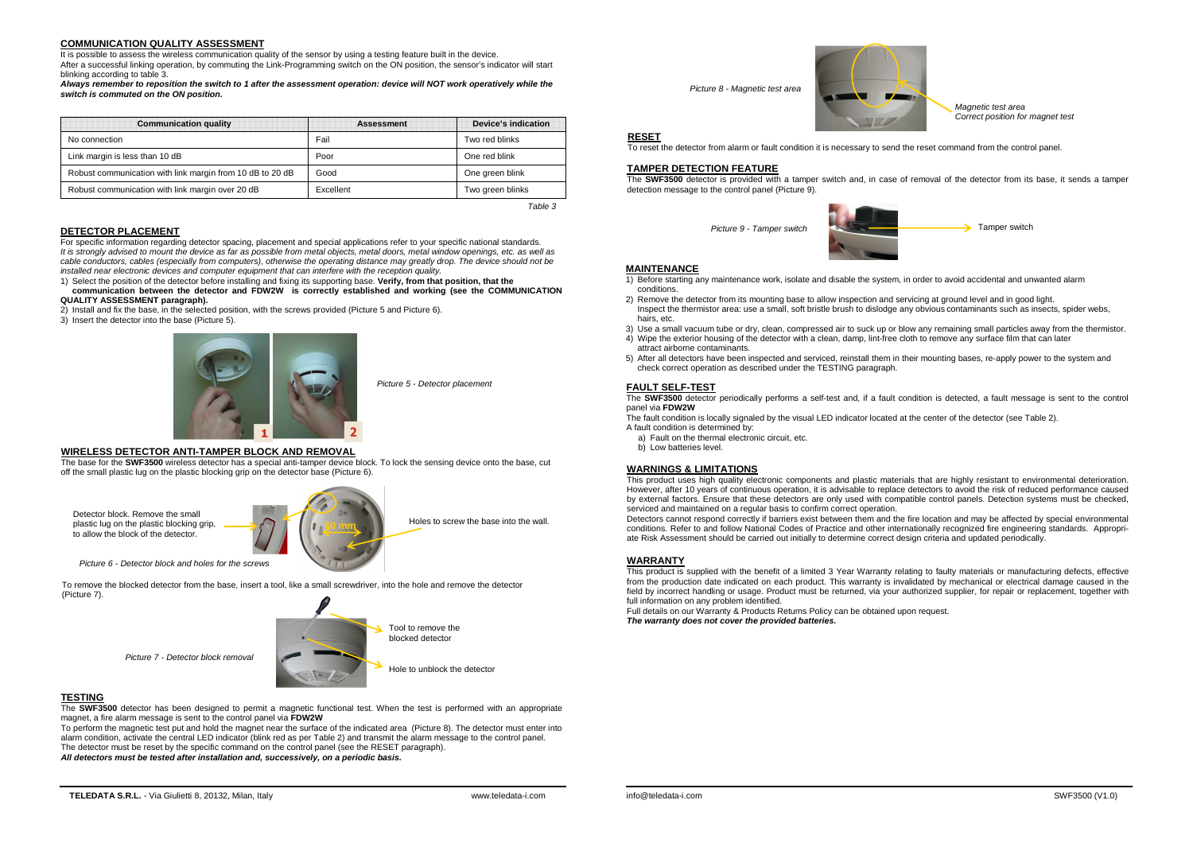## COMMUNICATION QUALITY ASSESSMENT

It is possible to assess the wireless communication quality of the sensor by using a testing feature built in the device.
After a successful linking operation, by commuting the Link-Programming switch on the ON position, the sensor's indicator will start blinking according to table 3.

***Always remember to reposition the switch to 1 after the assessment operation: device will NOT work operatively while the switch is commuted on the ON position.***

| Communication quality | Assessment | Device's indication |
|---|---|---|
| No connection | Fail | Two red blinks |
| Link margin is less than 10 dB | Poor | One red blink |
| Robust communication with link margin from 10 dB to 20 dB | Good | One green blink |
| Robust communication with link margin over 20 dB | Excellent | Two green blinks |

*Table 3*

## DETECTOR PLACEMENT

For specific information regarding detector spacing, placement and special applications refer to your specific national standards.
*It is strongly advised to mount the device as far as possible from metal objects, metal doors, metal window openings, etc. as well as cable conductors, cables (especially from computers), otherwise the operating distance may greatly drop. The device should not be installed near electronic devices and computer equipment that can interfere with the reception quality.*

1) Select the position of the detector before installing and fixing its supporting base. **Verify, from that position, that the communication between the detector and FDW2W is correctly established and working (see the COMMUNICATION QUALITY ASSESSMENT paragraph).**
2) Install and fix the base, in the selected position, with the screws provided (Picture 5 and Picture 6).
3) Insert the detector into the base (Picture 5).

1 2

*Picture 5 - Detector placement*

## WIRELESS DETECTOR ANTI-TAMPER BLOCK AND REMOVAL

The base for the **SWF3500** wireless detector has a special anti-tamper device block. To lock the sensing device onto the base, cut off the small plastic lug on the plastic blocking grip on the detector base (Picture 6).

Detector block. Remove the small plastic lug on the plastic blocking grip, to allow the block of the detector.

60 mm

Holes to screw the base into the wall.

*Picture 6 - Detector block and holes for the screws*

To remove the blocked detector from the base, insert a tool, like a small screwdriver, into the hole and remove the detector (Picture 7).

Tool to remove the blocked detector

Hole to unblock the detector

*Picture 7 - Detector block removal*

## TESTING

The **SWF3500** detector has been designed to permit a magnetic functional test. When the test is performed with an appropriate magnet, a fire alarm message is sent to the control panel via **FDW2W**

To perform the magnetic test put and hold the magnet near the surface of the indicated area (Picture 8). The detector must enter into alarm condition, activate the central LED indicator (blink red as per Table 2) and transmit the alarm message to the control panel.
The detector must be reset by the specific command on the control panel (see the RESET paragraph).

***All detectors must be tested after installation and, successively, on a periodic basis.***

*Picture 8 - Magnetic test area*

*Magnetic test area*
*Correct position for magnet test*

## RESET

To reset the detector from alarm or fault condition it is necessary to send the reset command from the control panel.

## TAMPER DETECTION FEATURE

The **SWF3500** detector is provided with a tamper switch and, in case of removal of the detector from its base, it sends a tamper detection message to the control panel (Picture 9).

*Picture 9 - Tamper switch*

Tamper switch

## MAINTENANCE

1) Before starting any maintenance work, isolate and disable the system, in order to avoid accidental and unwanted alarm conditions.
2) Remove the detector from its mounting base to allow inspection and servicing at ground level and in good light.
   Inspect the thermistor area: use a small, soft bristle brush to dislodge any obvious contaminants such as insects, spider webs, hairs, etc.
3) Use a small vacuum tube or dry, clean, compressed air to suck up or blow any remaining small particles away from the thermistor.
4) Wipe the exterior housing of the detector with a clean, damp, lint-free cloth to remove any surface film that can later attract airborne contaminants.
5) After all detectors have been inspected and serviced, reinstall them in their mounting bases, re-apply power to the system and check correct operation as described under the TESTING paragraph.

## FAULT SELF-TEST

The **SWF3500** detector periodically performs a self-test and, if a fault condition is detected, a fault message is sent to the control panel via **FDW2W**

The fault condition is locally signaled by the visual LED indicator located at the center of the detector (see Table 2).
A fault condition is determined by:

a) Fault on the thermal electronic circuit, etc.
b) Low batteries level.

## WARNINGS & LIMITATIONS

This product uses high quality electronic components and plastic materials that are highly resistant to environmental deterioration. However, after 10 years of continuous operation, it is advisable to replace detectors to avoid the risk of reduced performance caused by external factors. Ensure that these detectors are only used with compatible control panels. Detection systems must be checked, serviced and maintained on a regular basis to confirm correct operation.

Detectors cannot respond correctly if barriers exist between them and the fire location and may be affected by special environmental conditions. Refer to and follow National Codes of Practice and other internationally recognized fire engineering standards. Appropriate Risk Assessment should be carried out initially to determine correct design criteria and updated periodically.

## WARRANTY

This product is supplied with the benefit of a limited 3 Year Warranty relating to faulty materials or manufacturing defects, effective from the production date indicated on each product. This warranty is invalidated by mechanical or electrical damage caused in the field by incorrect handling or usage. Product must be returned, via your authorized supplier, for repair or replacement, together with full information on any problem identified.

Full details on our Warranty & Products Returns Policy can be obtained upon request.

***The warranty does not cover the provided batteries.***